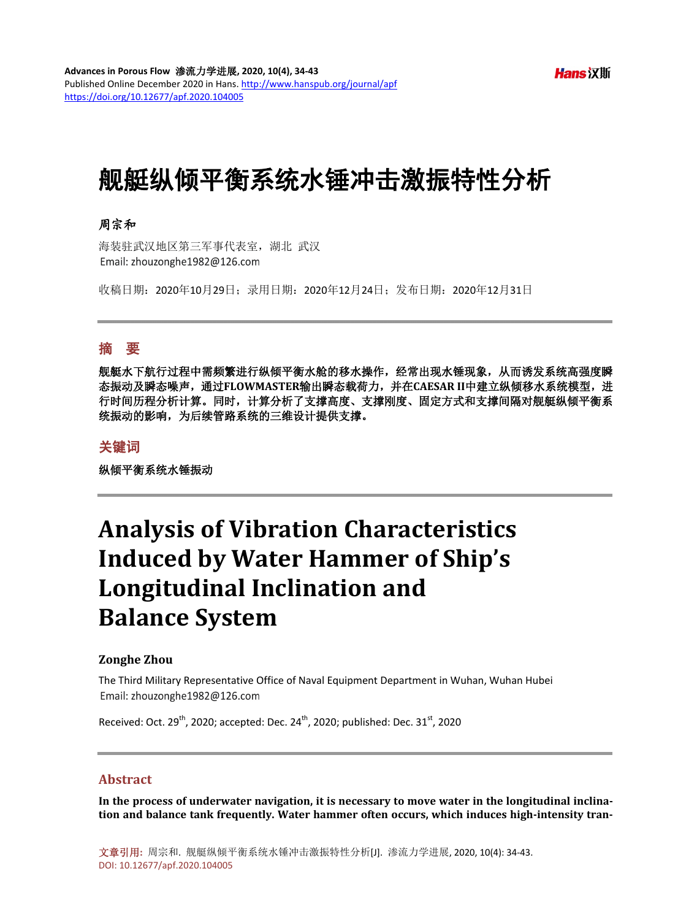# 舰艇纵倾平衡系统水锤冲击激振特性分析

**周宗和**

海装驻武汉地区第三军事代表室，湖北 武汉

Email: zhouzonghe1982@126.com

收稿日期：2020年10月29日；录用日期：2020年12月24日；发布日期：2020年12月31日

## 摘 要

**舰艇水下航行过程中需频繁进行纵倾平衡水舱的移水操作，经常出现水锤现象，从而诱发系统高强度瞬态振动及瞬态噪声，通过FLOWMASTER输出瞬态载荷力，并在CAESAR II中建立纵倾移水系统模型，进行时间历程分析计算。同时，计算分析了支撑高度、支撑刚度、固定方式和支撑间隔对舰艇纵倾平衡系统振动的影响，为后续管路系统的三维设计提供支撑。**

## 关键词

**纵倾平衡系统水锤振动**

# Analysis of Vibration Characteristics Induced by Water Hammer of Ship's Longitudinal Inclination and Balance System

**Zonghe Zhou**

The Third Military Representative Office of Naval Equipment Department in Wuhan, Wuhan Hubei

Email: zhouzonghe1982@126.com

Received: Oct. 29th, 2020; accepted: Dec. 24th, 2020; published: Dec. 31st, 2020

## Abstract

**In the process of underwater navigation, it is necessary to move water in the longitudinal inclination and balance tank frequently. Water hammer often occurs, which induces high-intensity tran-**

文章引用: 周宗和. 舰艇纵倾平衡系统水锤冲击激振特性分析[J]. 渗流力学进展, 2020, 10(4): 34-43. DOI: 10.12677/apf.2020.104005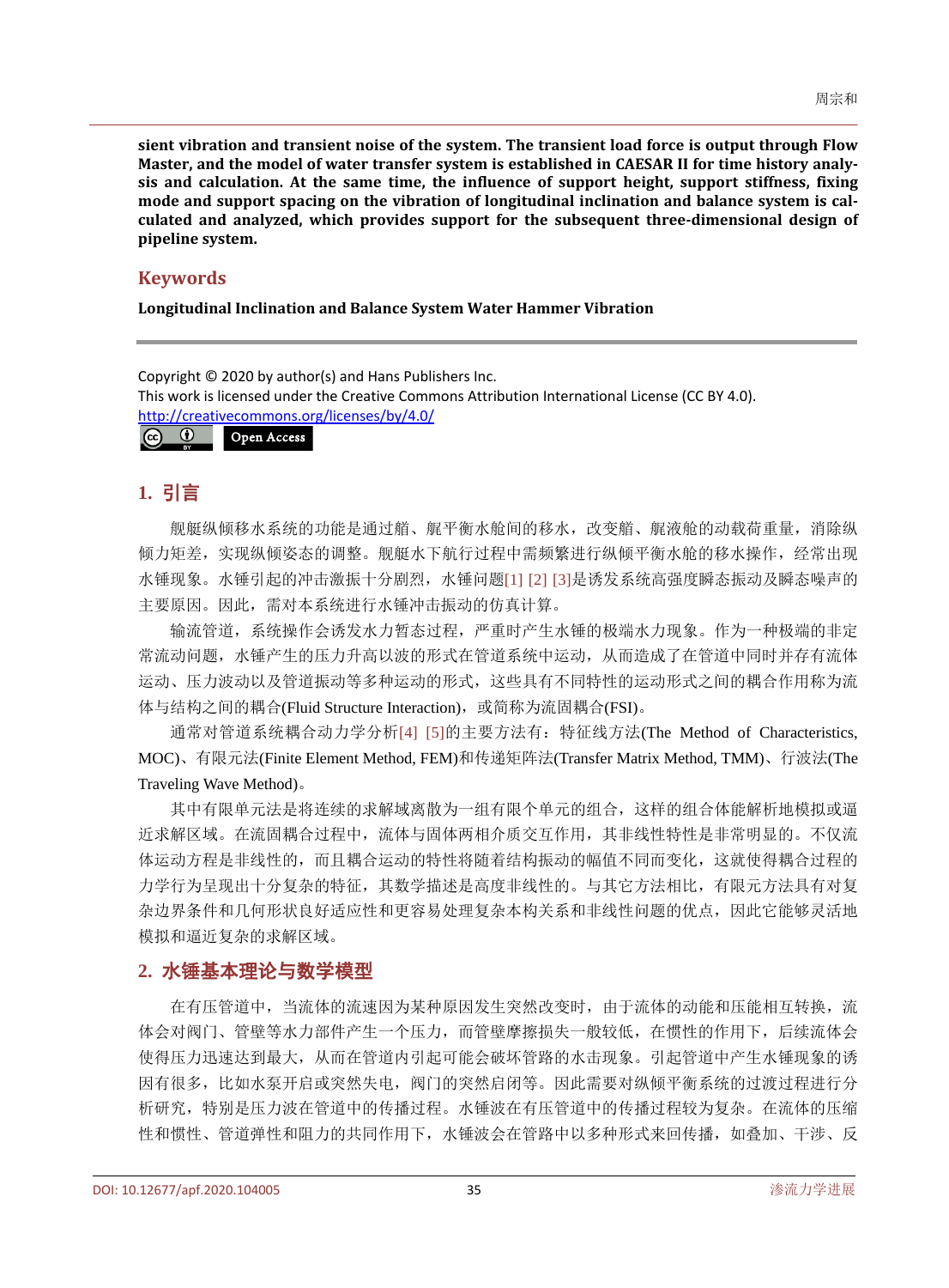**sient vibration and transient noise of the system. The transient load force is output through Flow Master, and the model of water transfer system is established in CAESAR II for time history analysis and calculation. At the same time, the influence of support height, support stiffness, fixing mode and support spacing on the vibration of longitudinal inclination and balance system is calculated and analyzed, which provides support for the subsequent three-dimensional design of pipeline system.**

## Keywords

**Longitudinal Inclination and Balance System Water Hammer Vibration**

Copyright © 2020 by author(s) and Hans Publishers Inc.
This work is licensed under the Creative Commons Attribution International License (CC BY 4.0).
http://creativecommons.org/licenses/by/4.0/

Open Access

## 1. 引言

舰艇纵倾移水系统的功能是通过艏、艉平衡水舱间的移水，改变艏、艉液舱的动载荷重量，消除纵倾力矩差，实现纵倾姿态的调整。舰艇水下航行过程中需频繁进行纵倾平衡水舱的移水操作，经常出现水锤现象。水锤引起的冲击激振十分剧烈，水锤问题[1] [2] [3]是诱发系统高强度瞬态振动及瞬态噪声的主要原因。因此，需对本系统进行水锤冲击振动的仿真计算。

输流管道，系统操作会诱发水力暂态过程，严重时产生水锤的极端水力现象。作为一种极端的非定常流动问题，水锤产生的压力升高以波的形式在管道系统中运动，从而造成了在管道中同时并存有流体运动、压力波动以及管道振动等多种运动的形式，这些具有不同特性的运动形式之间的耦合作用称为流体与结构之间的耦合(Fluid Structure Interaction)，或简称为流固耦合(FSI)。

通常对管道系统耦合动力学分析[4] [5]的主要方法有：特征线方法(The Method of Characteristics, MOC)、有限元法(Finite Element Method, FEM)和传递矩阵法(Transfer Matrix Method, TMM)、行波法(The Traveling Wave Method)。

其中有限单元法是将连续的求解域离散为一组有限个单元的组合，这样的组合体能解析地模拟或逼近求解区域。在流固耦合过程中，流体与固体两相介质交互作用，其非线性特性是非常明显的。不仅流体运动方程是非线性的，而且耦合运动的特性将随着结构振动的幅值不同而变化，这就使得耦合过程的力学行为呈现出十分复杂的特征，其数学描述是高度非线性的。与其它方法相比，有限元方法具有对复杂边界条件和几何形状良好适应性和更容易处理复杂本构关系和非线性问题的优点，因此它能够灵活地模拟和逼近复杂的求解区域。

## 2. 水锤基本理论与数学模型

在有压管道中，当流体的流速因为某种原因发生突然改变时，由于流体的动能和压能相互转换，流体会对阀门、管壁等水力部件产生一个压力，而管壁摩擦损失一般较低，在惯性的作用下，后续流体会使得压力迅速达到最大，从而在管道内引起可能会破坏管路的水击现象。引起管道中产生水锤现象的诱因有很多，比如水泵开启或突然失电，阀门的突然启闭等。因此需要对纵倾平衡系统的过渡过程进行分析研究，特别是压力波在管道中的传播过程。水锤波在有压管道中的传播过程较为复杂。在流体的压缩性和惯性、管道弹性和阻力的共同作用下，水锤波会在管路中以多种形式来回传播，如叠加、干涉、反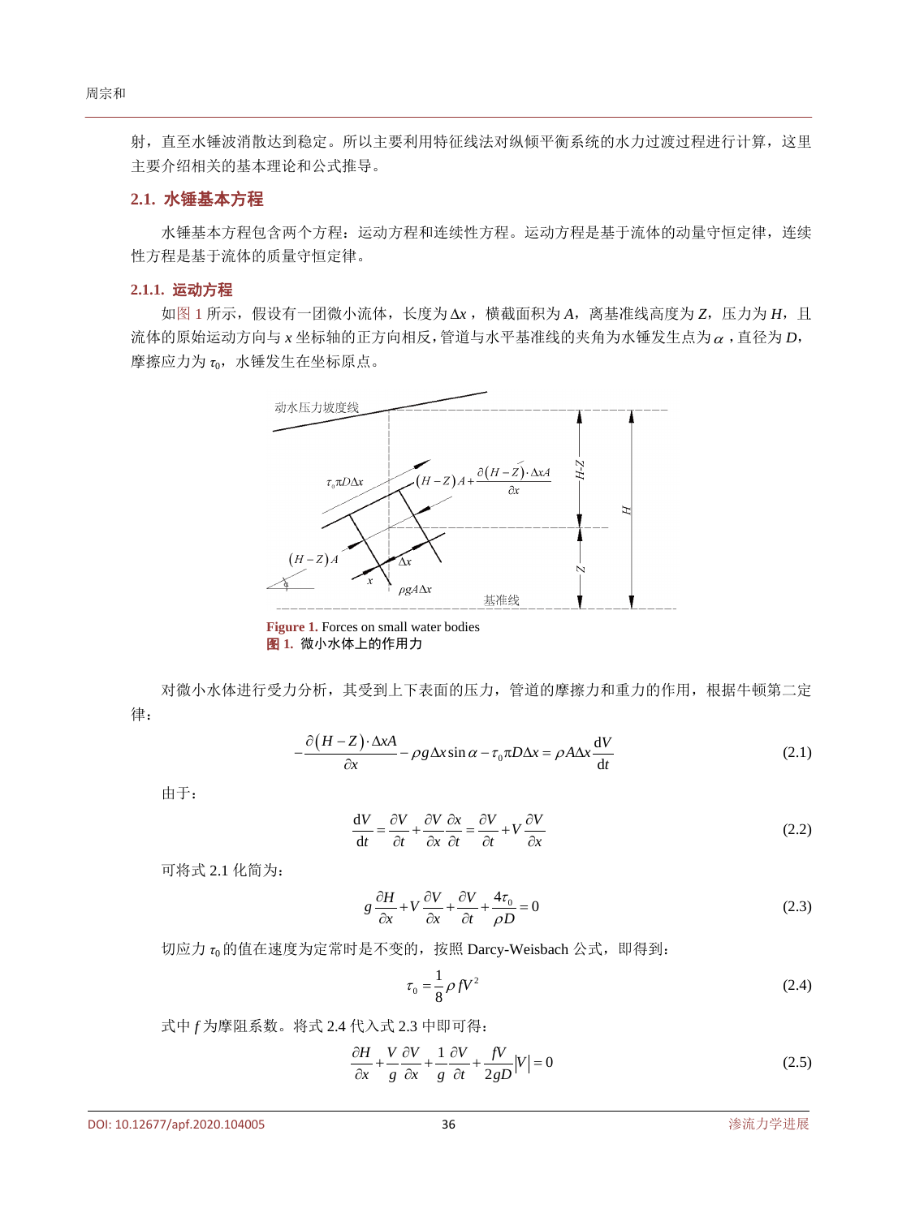射，直至水锤波消散达到稳定。所以主要利用特征线法对纵倾平衡系统的水力过渡过程进行计算，这里主要介绍相关的基本理论和公式推导。

## 2.1. 水锤基本方程

水锤基本方程包含两个方程：运动方程和连续性方程。运动方程是基于流体的动量守恒定律，连续性方程是基于流体的质量守恒定律。

### 2.1.1. 运动方程

如图 1 所示，假设有一团微小流体，长度为 $\Delta x$，横截面积为 $A$，离基准线高度为 $Z$，压力为 $H$，且流体的原始运动方向与 $x$ 坐标轴的正方向相反，管道与水平基准线的夹角为水锤发生点为 $\alpha$，直径为 $D$，摩擦应力为 $\tau_0$，水锤发生在坐标原点。

**Figure 1.** Forces on small water bodies
**图 1.** 微小水体上的作用力

对微小水体进行受力分析，其受到上下表面的压力，管道的摩擦力和重力的作用，根据牛顿第二定律：

$$-\frac{\partial(H-Z)\cdot \Delta x A}{\partial x}-\rho g \Delta x \sin\alpha-\tau_0 \pi D \Delta x=\rho A \Delta x \frac{\mathrm{d}V}{\mathrm{d}t} \tag{2.1}$$

由于：

$$\frac{\mathrm{d}V}{\mathrm{d}t}=\frac{\partial V}{\partial t}+\frac{\partial V}{\partial x}\frac{\partial x}{\partial t}=\frac{\partial V}{\partial t}+V\frac{\partial V}{\partial x} \tag{2.2}$$

可将式 2.1 化简为：

$$g\frac{\partial H}{\partial x}+V\frac{\partial V}{\partial x}+\frac{\partial V}{\partial t}+\frac{4\tau_0}{\rho D}=0 \tag{2.3}$$

切应力 $\tau_0$ 的值在速度为定常时是不变的，按照 Darcy-Weisbach 公式，即得到：

$$\tau_0=\frac{1}{8}\rho f V^2 \tag{2.4}$$

式中 $f$ 为摩阻系数。将式 2.4 代入式 2.3 中即可得：

$$\frac{\partial H}{\partial x}+\frac{V}{g}\frac{\partial V}{\partial x}+\frac{1}{g}\frac{\partial V}{\partial t}+\frac{fV}{2gD}|V|=0 \tag{2.5}$$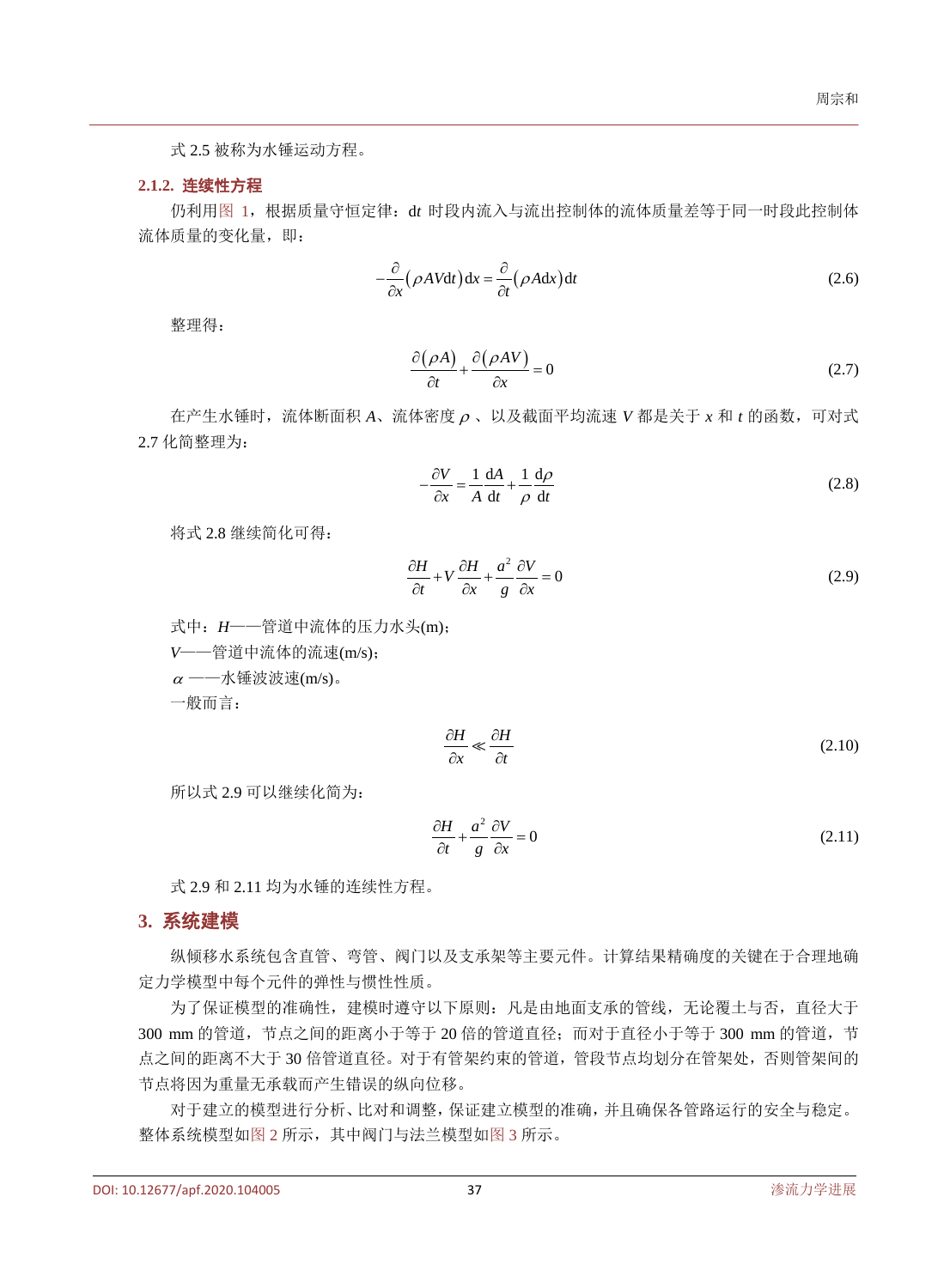式 2.5 被称为水锤运动方程。

### 2.1.2. 连续性方程

仍利用图 1，根据质量守恒定律：d*t* 时段内流入与流出控制体的流体质量差等于同一时段此控制体流体质量的变化量，即：

$$-\frac{\partial}{\partial x}\left(\rho AV\mathrm{d}t\right)\mathrm{d}x=\frac{\partial}{\partial t}\left(\rho A\mathrm{d}x\right)\mathrm{d}t \tag{2.6}$$

整理得：

$$\frac{\partial\left(\rho A\right)}{\partial t}+\frac{\partial\left(\rho AV\right)}{\partial x}=0 \tag{2.7}$$

在产生水锤时，流体断面积 $A$、流体密度 $\rho$、以及截面平均流速 $V$ 都是关于 $x$ 和 $t$ 的函数，可对式 2.7 化简整理为：

$$-\frac{\partial V}{\partial x}=\frac{1}{A}\frac{\mathrm{d}A}{\mathrm{d}t}+\frac{1}{\rho}\frac{\mathrm{d}\rho}{\mathrm{d}t} \tag{2.8}$$

将式 2.8 继续简化可得：

$$\frac{\partial H}{\partial t}+V\frac{\partial H}{\partial x}+\frac{a^2}{g}\frac{\partial V}{\partial x}=0 \tag{2.9}$$

式中：$H$——管道中流体的压力水头(m)；

$V$——管道中流体的流速(m/s)；

$\alpha$——水锤波波速(m/s)。

一般而言：

$$\frac{\partial H}{\partial x}\ll\frac{\partial H}{\partial t} \tag{2.10}$$

所以式 2.9 可以继续化简为：

$$\frac{\partial H}{\partial t}+\frac{a^2}{g}\frac{\partial V}{\partial x}=0 \tag{2.11}$$

式 2.9 和 2.11 均为水锤的连续性方程。

## 3. 系统建模

纵倾移水系统包含直管、弯管、阀门以及支承架等主要元件。计算结果精确度的关键在于合理地确定力学模型中每个元件的弹性与惯性性质。

为了保证模型的准确性，建模时遵守以下原则：凡是由地面支承的管线，无论覆土与否，直径大于 300 mm 的管道，节点之间的距离小于等于 20 倍的管道直径；而对于直径小于等于 300 mm 的管道，节点之间的距离不大于 30 倍管道直径。对于有管架约束的管道，管段节点均划分在管架处，否则管架间的节点将因为重量无承载而产生错误的纵向位移。

对于建立的模型进行分析、比对和调整，保证建立模型的准确，并且确保各管路运行的安全与稳定。整体系统模型如图 2 所示，其中阀门与法兰模型如图 3 所示。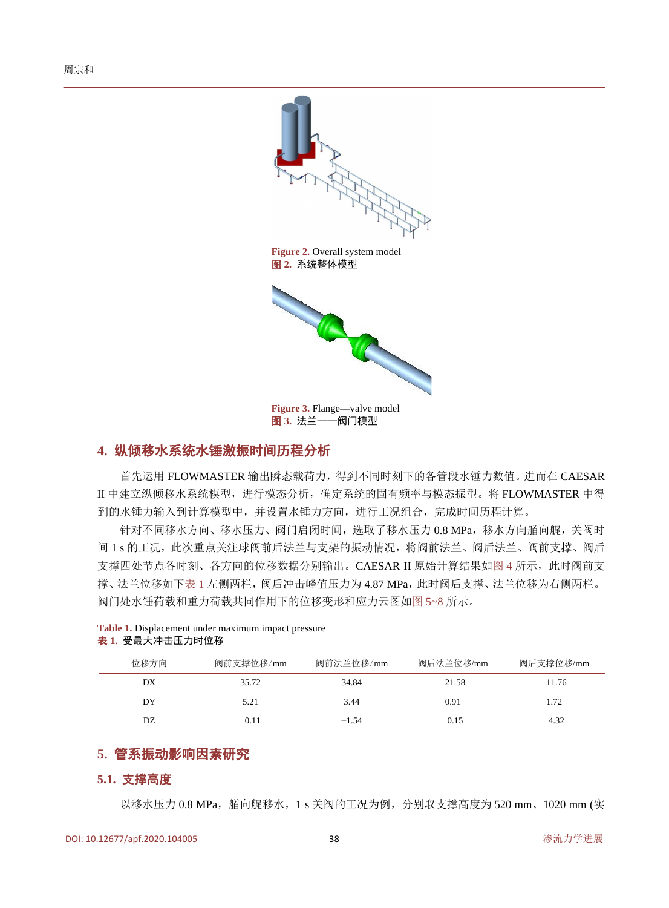Figure 2. Overall system model
图 2. 系统整体模型

Figure 3. Flange—valve model
图 3. 法兰——阀门模型

## 4. 纵倾移水系统水锤激振时间历程分析

首先运用 FLOWMASTER 输出瞬态载荷力，得到不同时刻下的各管段水锤力数值。进而在 CAESAR II 中建立纵倾移水系统模型，进行模态分析，确定系统的固有频率与模态振型。将 FLOWMASTER 中得到的水锤力输入到计算模型中，并设置水锤力方向，进行工况组合，完成时间历程计算。

针对不同移水方向、移水压力、阀门启闭时间，选取了移水压力 0.8 MPa，移水方向艏向艉，关阀时间 1 s 的工况，此次重点关注球阀前后法兰与支架的振动情况，将阀前法兰、阀后法兰、阀前支撑、阀后支撑四处节点各时刻、各方向的位移数据分别输出。CAESAR II 原始计算结果如图 4 所示，此时阀前支撑、法兰位移如下表 1 左侧两栏，阀后冲击峰值压力为 4.87 MPa，此时阀后支撑、法兰位移为右侧两栏。阀门处水锤荷载和重力荷载共同作用下的位移变形和应力云图如图 5~8 所示。

Table 1. Displacement under maximum impact pressure
表 1. 受最大冲击压力时位移

| 位移方向 | 阀前支撑位移/mm | 阀前法兰位移/mm | 阀后法兰位移/mm | 阀后支撑位移/mm |
|---|---|---|---|---|
| DX | 35.72 | 34.84 | −21.58 | −11.76 |
| DY | 5.21 | 3.44 | 0.91 | 1.72 |
| DZ | −0.11 | −1.54 | −0.15 | −4.32 |

## 5. 管系振动影响因素研究

### 5.1. 支撑高度

以移水压力 0.8 MPa，艏向艉移水，1 s 关阀的工况为例，分别取支撑高度为 520 mm、1020 mm (实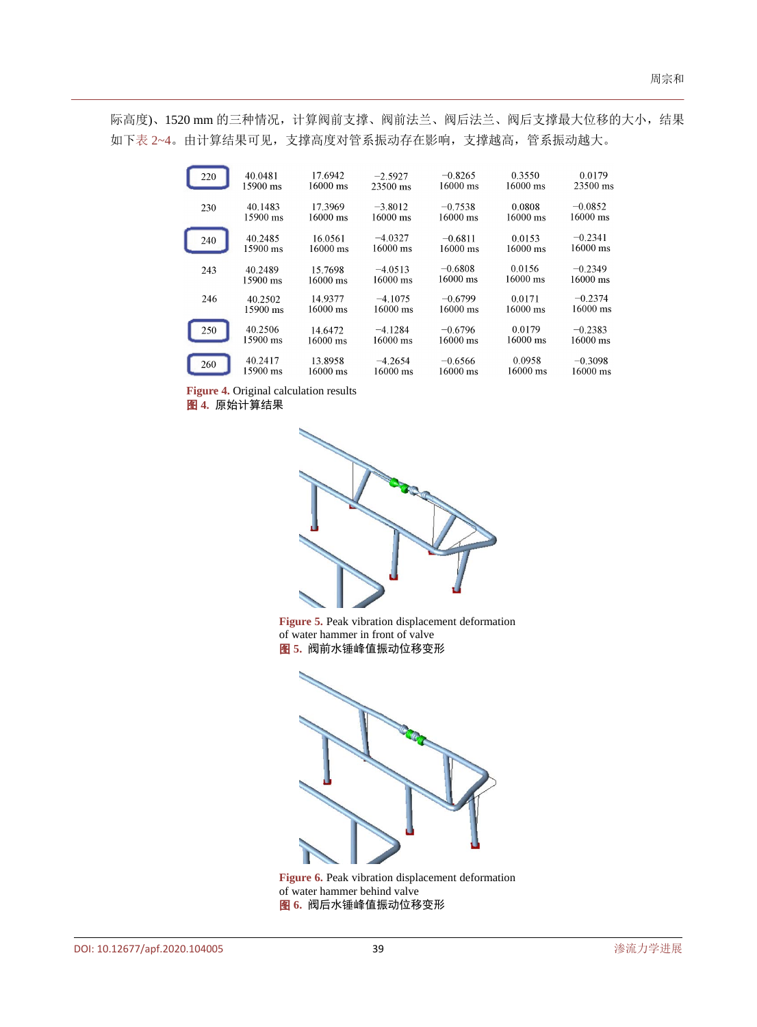际高度)、1520 mm 的三种情况，计算阀前支撑、阀前法兰、阀后法兰、阀后支撑最大位移的大小，结果如下表 2~4。由计算结果可见，支撑高度对管系振动存在影响，支撑越高，管系振动越大。

| 220 | 40.0481<br>15900 ms | 17.6942<br>16000 ms | −2.5927<br>23500 ms | −0.8265<br>16000 ms | 0.3550<br>16000 ms | 0.0179<br>23500 ms |
|---|---|---|---|---|---|---|
| 230 | 40.1483<br>15900 ms | 17.3969<br>16000 ms | −3.8012<br>16000 ms | −0.7538<br>16000 ms | 0.0808<br>16000 ms | −0.0852<br>16000 ms |
| 240 | 40.2485<br>15900 ms | 16.0561<br>16000 ms | −4.0327<br>16000 ms | −0.6811<br>16000 ms | 0.0153<br>16000 ms | −0.2341<br>16000 ms |
| 243 | 40.2489<br>15900 ms | 15.7698<br>16000 ms | −4.0513<br>16000 ms | −0.6808<br>16000 ms | 0.0156<br>16000 ms | −0.2349<br>16000 ms |
| 246 | 40.2502<br>15900 ms | 14.9377<br>16000 ms | −4.1075<br>16000 ms | −0.6799<br>16000 ms | 0.0171<br>16000 ms | −0.2374<br>16000 ms |
| 250 | 40.2506<br>15900 ms | 14.6472<br>16000 ms | −4.1284<br>16000 ms | −0.6796<br>16000 ms | 0.0179<br>16000 ms | −0.2383<br>16000 ms |
| 260 | 40.2417<br>15900 ms | 13.8958<br>16000 ms | −4.2654<br>16000 ms | −0.6566<br>16000 ms | 0.0958<br>16000 ms | −0.3098<br>16000 ms |

**Figure 4.** Original calculation results
**图 4.** 原始计算结果

**Figure 5.** Peak vibration displacement deformation of water hammer in front of valve
**图 5.** 阀前水锤峰值振动位移变形

**Figure 6.** Peak vibration displacement deformation of water hammer behind valve
**图 6.** 阀后水锤峰值振动位移变形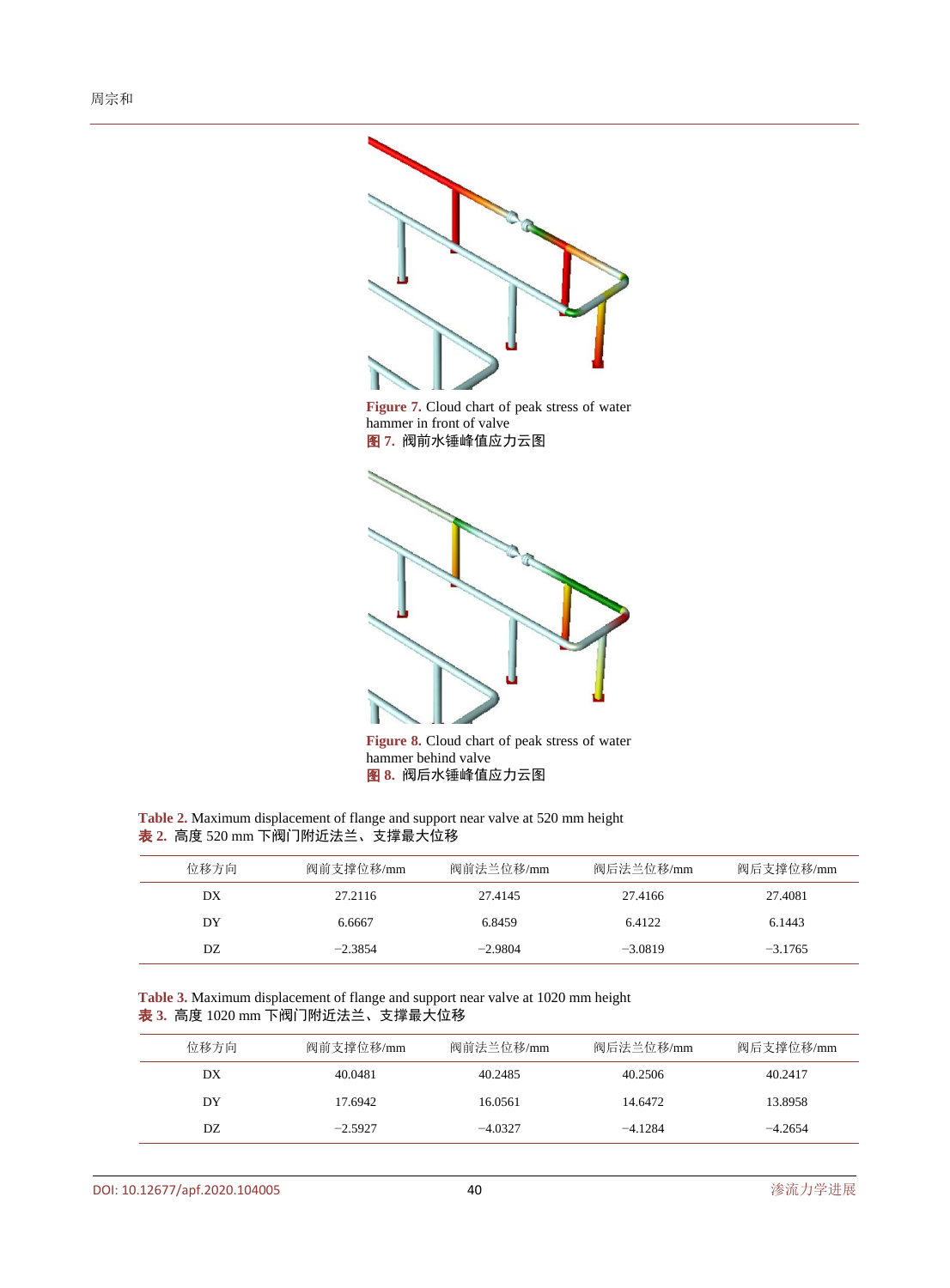**Figure 7.** Cloud chart of peak stress of water hammer in front of valve

**图 7.** 阀前水锤峰值应力云图

**Figure 8.** Cloud chart of peak stress of water hammer behind valve

**图 8.** 阀后水锤峰值应力云图

**Table 2.** Maximum displacement of flange and support near valve at 520 mm height

**表 2.** 高度 520 mm 下阀门附近法兰、支撑最大位移

| 位移方向 | 阀前支撑位移/mm | 阀前法兰位移/mm | 阀后法兰位移/mm | 阀后支撑位移/mm |
|---|---|---|---|---|
| DX | 27.2116 | 27.4145 | 27.4166 | 27.4081 |
| DY | 6.6667 | 6.8459 | 6.4122 | 6.1443 |
| DZ | −2.3854 | −2.9804 | −3.0819 | −3.1765 |

**Table 3.** Maximum displacement of flange and support near valve at 1020 mm height

**表 3.** 高度 1020 mm 下阀门附近法兰、支撑最大位移

| 位移方向 | 阀前支撑位移/mm | 阀前法兰位移/mm | 阀后法兰位移/mm | 阀后支撑位移/mm |
|---|---|---|---|---|
| DX | 40.0481 | 40.2485 | 40.2506 | 40.2417 |
| DY | 17.6942 | 16.0561 | 14.6472 | 13.8958 |
| DZ | −2.5927 | −4.0327 | −4.1284 | −4.2654 |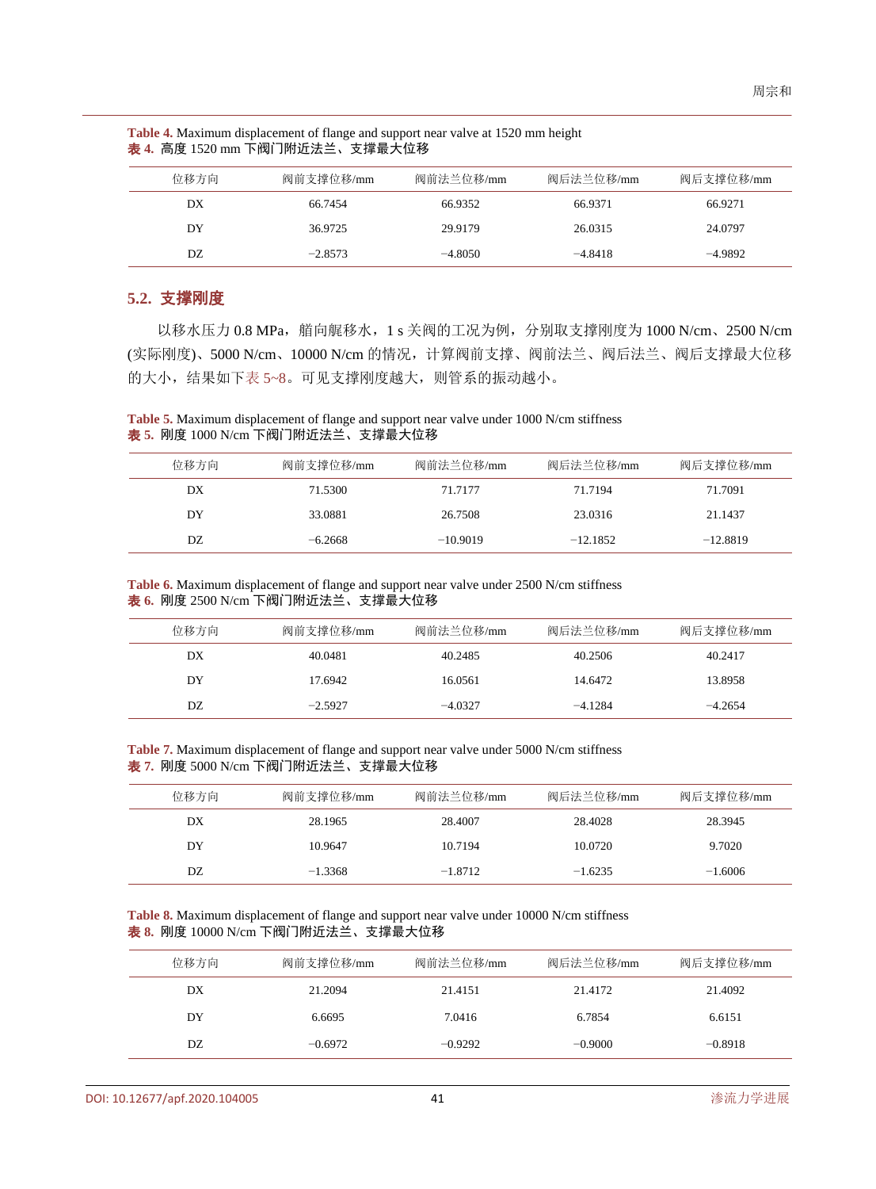**Table 4.** Maximum displacement of flange and support near valve at 1520 mm height
**表 4.** 高度 1520 mm 下阀门附近法兰、支撑最大位移

| 位移方向 | 阀前支撑位移/mm | 阀前法兰位移/mm | 阀后法兰位移/mm | 阀后支撑位移/mm |
|---|---|---|---|---|
| DX | 66.7454 | 66.9352 | 66.9371 | 66.9271 |
| DY | 36.9725 | 29.9179 | 26.0315 | 24.0797 |
| DZ | −2.8573 | −4.8050 | −4.8418 | −4.9892 |

## 5.2. 支撑刚度

以移水压力 0.8 MPa，艏向艉移水，1 s 关阀的工况为例，分别取支撑刚度为 1000 N/cm、2500 N/cm (实际刚度)、5000 N/cm、10000 N/cm 的情况，计算阀前支撑、阀前法兰、阀后法兰、阀后支撑最大位移的大小，结果如下表 5~8。可见支撑刚度越大，则管系的振动越小。

**Table 5.** Maximum displacement of flange and support near valve under 1000 N/cm stiffness
**表 5.** 刚度 1000 N/cm 下阀门附近法兰、支撑最大位移

| 位移方向 | 阀前支撑位移/mm | 阀前法兰位移/mm | 阀后法兰位移/mm | 阀后支撑位移/mm |
|---|---|---|---|---|
| DX | 71.5300 | 71.7177 | 71.7194 | 71.7091 |
| DY | 33.0881 | 26.7508 | 23.0316 | 21.1437 |
| DZ | −6.2668 | −10.9019 | −12.1852 | −12.8819 |

**Table 6.** Maximum displacement of flange and support near valve under 2500 N/cm stiffness
**表 6.** 刚度 2500 N/cm 下阀门附近法兰、支撑最大位移

| 位移方向 | 阀前支撑位移/mm | 阀前法兰位移/mm | 阀后法兰位移/mm | 阀后支撑位移/mm |
|---|---|---|---|---|
| DX | 40.0481 | 40.2485 | 40.2506 | 40.2417 |
| DY | 17.6942 | 16.0561 | 14.6472 | 13.8958 |
| DZ | −2.5927 | −4.0327 | −4.1284 | −4.2654 |

**Table 7.** Maximum displacement of flange and support near valve under 5000 N/cm stiffness
**表 7.** 刚度 5000 N/cm 下阀门附近法兰、支撑最大位移

| 位移方向 | 阀前支撑位移/mm | 阀前法兰位移/mm | 阀后法兰位移/mm | 阀后支撑位移/mm |
|---|---|---|---|---|
| DX | 28.1965 | 28.4007 | 28.4028 | 28.3945 |
| DY | 10.9647 | 10.7194 | 10.0720 | 9.7020 |
| DZ | −1.3368 | −1.8712 | −1.6235 | −1.6006 |

**Table 8.** Maximum displacement of flange and support near valve under 10000 N/cm stiffness
**表 8.** 刚度 10000 N/cm 下阀门附近法兰、支撑最大位移

| 位移方向 | 阀前支撑位移/mm | 阀前法兰位移/mm | 阀后法兰位移/mm | 阀后支撑位移/mm |
|---|---|---|---|---|
| DX | 21.2094 | 21.4151 | 21.4172 | 21.4092 |
| DY | 6.6695 | 7.0416 | 6.7854 | 6.6151 |
| DZ | −0.6972 | −0.9292 | −0.9000 | −0.8918 |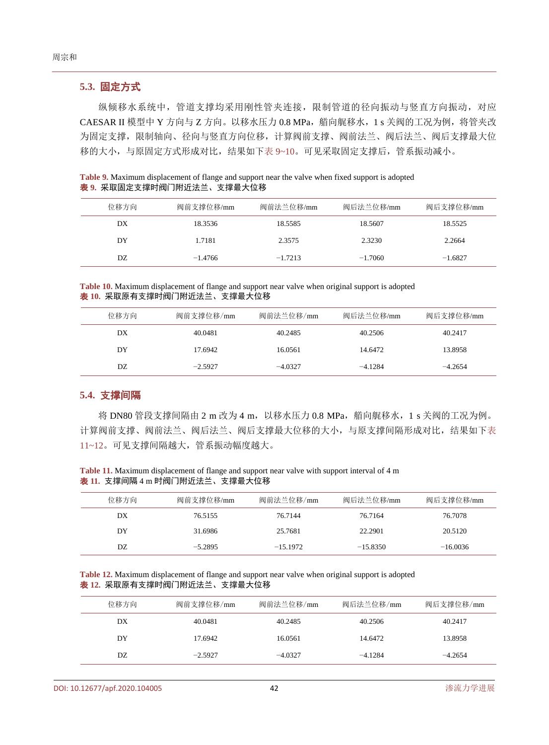### 5.3. 固定方式

纵倾移水系统中，管道支撑均采用刚性管夹连接，限制管道的径向振动与竖直方向振动，对应CAESAR II模型中Y方向与Z方向。以移水压力0.8 MPa，艏向艉移水，1 s关阀的工况为例，将管夹改为固定支撑，限制轴向、径向与竖直方向位移，计算阀前支撑、阀前法兰、阀后法兰、阀后支撑最大位移的大小，与原固定方式形成对比，结果如下表9~10。可见采取固定支撑后，管系振动减小。

**Table 9.** Maximum displacement of flange and support near the valve when fixed support is adopted
**表9.** 采取固定支撑时阀门附近法兰、支撑最大位移

| 位移方向 | 阀前支撑位移/mm | 阀前法兰位移/mm | 阀后法兰位移/mm | 阀后支撑位移/mm |
|---|---|---|---|---|
| DX | 18.3536 | 18.5585 | 18.5607 | 18.5525 |
| DY | 1.7181 | 2.3575 | 2.3230 | 2.2664 |
| DZ | −1.4766 | −1.7213 | −1.7060 | −1.6827 |

**Table 10.** Maximum displacement of flange and support near valve when original support is adopted
**表10.** 采取原有支撑时阀门附近法兰、支撑最大位移

| 位移方向 | 阀前支撑位移/mm | 阀前法兰位移/mm | 阀后法兰位移/mm | 阀后支撑位移/mm |
|---|---|---|---|---|
| DX | 40.0481 | 40.2485 | 40.2506 | 40.2417 |
| DY | 17.6942 | 16.0561 | 14.6472 | 13.8958 |
| DZ | −2.5927 | −4.0327 | −4.1284 | −4.2654 |

### 5.4. 支撑间隔

将DN80管段支撑间隔由2 m改为4 m，以移水压力0.8 MPa，艏向艉移水，1 s关阀的工况为例。计算阀前支撑、阀前法兰、阀后法兰、阀后支撑最大位移的大小，与原支撑间隔形成对比，结果如下表11~12。可见支撑间隔越大，管系振动幅度越大。

**Table 11.** Maximum displacement of flange and support near valve with support interval of 4 m
**表11.** 支撑间隔4 m时阀门附近法兰、支撑最大位移

| 位移方向 | 阀前支撑位移/mm | 阀前法兰位移/mm | 阀后法兰位移/mm | 阀后支撑位移/mm |
|---|---|---|---|---|
| DX | 76.5155 | 76.7144 | 76.7164 | 76.7078 |
| DY | 31.6986 | 25.7681 | 22.2901 | 20.5120 |
| DZ | −5.2895 | −15.1972 | −15.8350 | −16.0036 |

**Table 12.** Maximum displacement of flange and support near valve when original support is adopted
**表12.** 采取原有支撑时阀门附近法兰、支撑最大位移

| 位移方向 | 阀前支撑位移/mm | 阀前法兰位移/mm | 阀后法兰位移/mm | 阀后支撑位移/mm |
|---|---|---|---|---|
| DX | 40.0481 | 40.2485 | 40.2506 | 40.2417 |
| DY | 17.6942 | 16.0561 | 14.6472 | 13.8958 |
| DZ | −2.5927 | −4.0327 | −4.1284 | −4.2654 |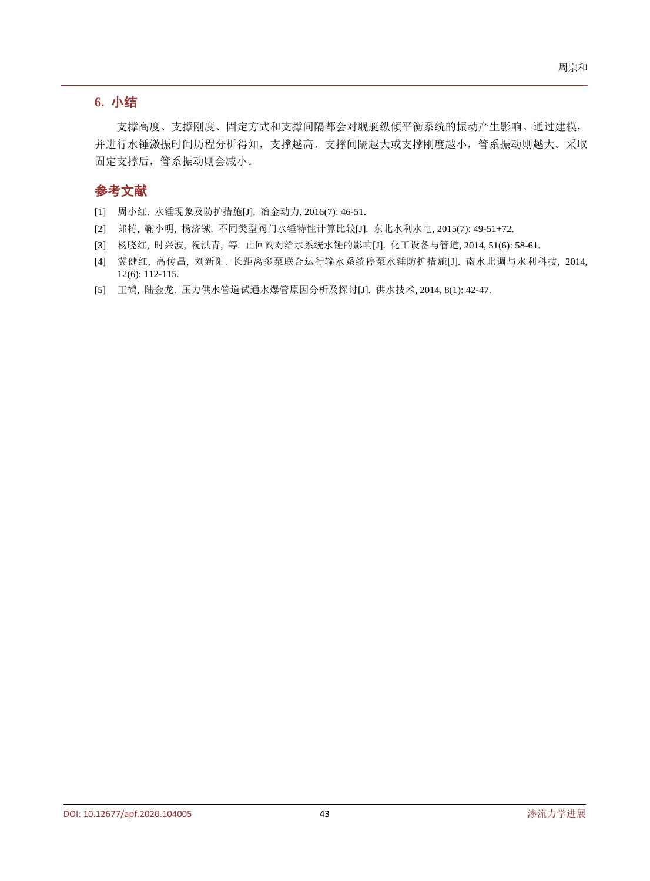## 6. 小结

支撑高度、支撑刚度、固定方式和支撑间隔都会对舰艇纵倾平衡系统的振动产生影响。通过建模，并进行水锤激振时间历程分析得知，支撑越高、支撑间隔越大或支撑刚度越小，管系振动则越大。采取固定支撑后，管系振动则会减小。

## 参考文献

[1] 周小红. 水锤现象及防护措施[J]. 冶金动力, 2016(7): 46-51.

[2] 郎梼, 鞠小明, 杨济铖. 不同类型阀门水锤特性计算比较[J]. 东北水利水电, 2015(7): 49-51+72.

[3] 杨晓红, 时兴波, 祝洪青, 等. 止回阀对给水系统水锤的影响[J]. 化工设备与管道, 2014, 51(6): 58-61.

[4] 冀健红, 高传昌, 刘新阳. 长距离多泵联合运行输水系统停泵水锤防护措施[J]. 南水北调与水利科技，2014, 12(6): 112-115.

[5] 王鹤, 陆金龙. 压力供水管道试通水爆管原因分析及探讨[J]. 供水技术, 2014, 8(1): 42-47.